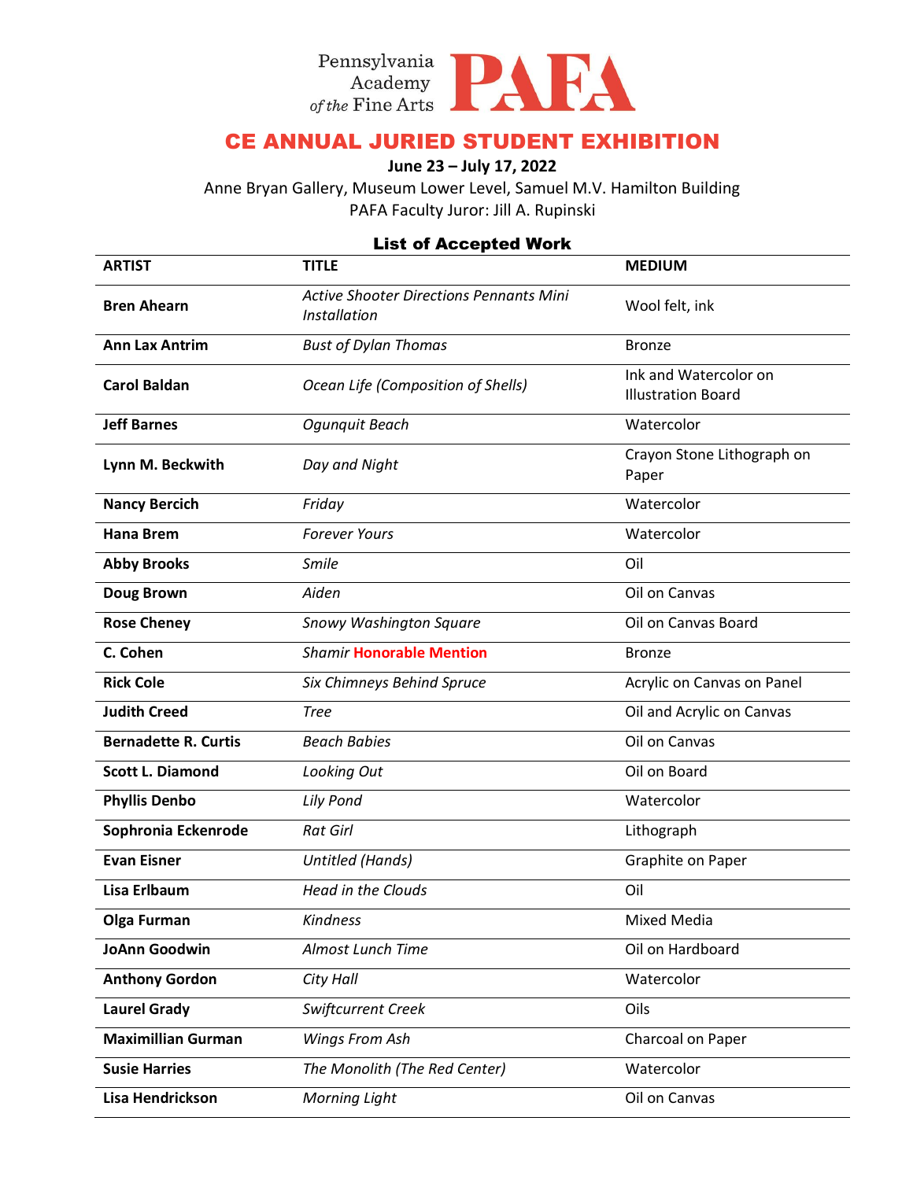Pennsylvania Academy of the Fine Arts **PAFA**

# CE ANNUAL JURIED STUDENT EXHIBITION

**June 23 – July 17, 2022**

Anne Bryan Gallery, Museum Lower Level, Samuel M.V. Hamilton Building

PAFA Faculty Juror: Jill A. Rupinski

## List of Accepted Work

| ARTIST | TITLE | MEDIUM |
|---|---|---|
| **Bren Ahearn** | *Active Shooter Directions Pennants Mini Installation* | Wool felt, ink |
| **Ann Lax Antrim** | *Bust of Dylan Thomas* | Bronze |
| **Carol Baldan** | *Ocean Life (Composition of Shells)* | Ink and Watercolor on Illustration Board |
| **Jeff Barnes** | *Ogunquit Beach* | Watercolor |
| **Lynn M. Beckwith** | *Day and Night* | Crayon Stone Lithograph on Paper |
| **Nancy Bercich** | *Friday* | Watercolor |
| **Hana Brem** | *Forever Yours* | Watercolor |
| **Abby Brooks** | *Smile* | Oil |
| **Doug Brown** | *Aiden* | Oil on Canvas |
| **Rose Cheney** | *Snowy Washington Square* | Oil on Canvas Board |
| **C. Cohen** | *Shamir* **Honorable Mention** | Bronze |
| **Rick Cole** | *Six Chimneys Behind Spruce* | Acrylic on Canvas on Panel |
| **Judith Creed** | *Tree* | Oil and Acrylic on Canvas |
| **Bernadette R. Curtis** | *Beach Babies* | Oil on Canvas |
| **Scott L. Diamond** | *Looking Out* | Oil on Board |
| **Phyllis Denbo** | *Lily Pond* | Watercolor |
| **Sophronia Eckenrode** | *Rat Girl* | Lithograph |
| **Evan Eisner** | *Untitled (Hands)* | Graphite on Paper |
| **Lisa Erlbaum** | *Head in the Clouds* | Oil |
| **Olga Furman** | *Kindness* | Mixed Media |
| **JoAnn Goodwin** | *Almost Lunch Time* | Oil on Hardboard |
| **Anthony Gordon** | *City Hall* | Watercolor |
| **Laurel Grady** | *Swiftcurrent Creek* | Oils |
| **Maximillian Gurman** | *Wings From Ash* | Charcoal on Paper |
| **Susie Harries** | *The Monolith (The Red Center)* | Watercolor |
| **Lisa Hendrickson** | *Morning Light* | Oil on Canvas |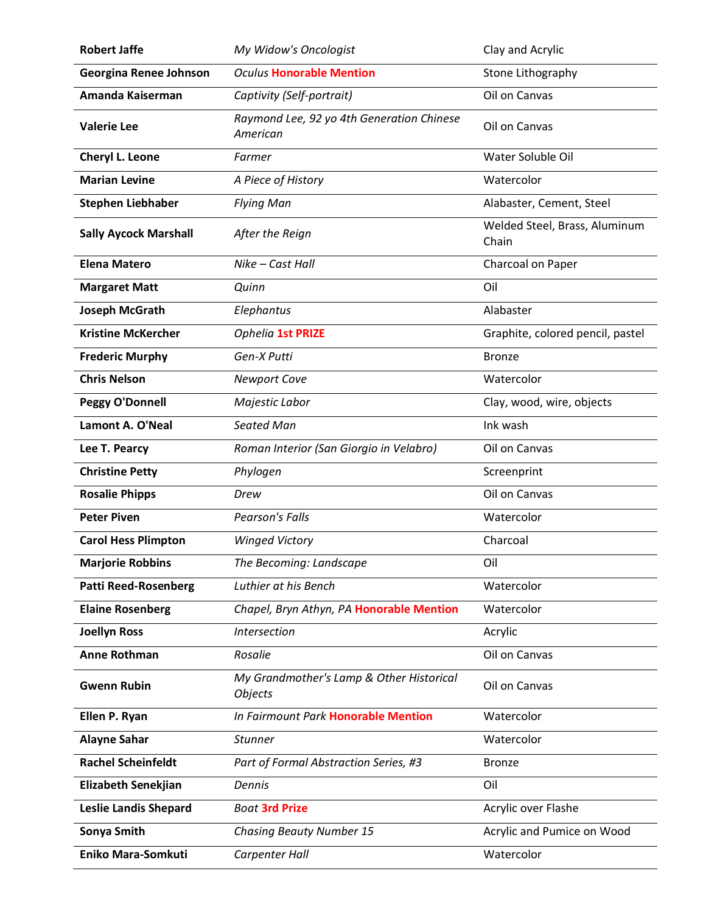| | | |
|---|---|---|
| **Robert Jaffe** | *My Widow's Oncologist* | Clay and Acrylic |
| **Georgina Renee Johnson** | *Oculus* **Honorable Mention** | Stone Lithography |
| **Amanda Kaiserman** | *Captivity (Self-portrait)* | Oil on Canvas |
| **Valerie Lee** | *Raymond Lee, 92 yo 4th Generation Chinese American* | Oil on Canvas |
| **Cheryl L. Leone** | *Farmer* | Water Soluble Oil |
| **Marian Levine** | *A Piece of History* | Watercolor |
| **Stephen Liebhaber** | *Flying Man* | Alabaster, Cement, Steel |
| **Sally Aycock Marshall** | *After the Reign* | Welded Steel, Brass, Aluminum Chain |
| **Elena Matero** | *Nike – Cast Hall* | Charcoal on Paper |
| **Margaret Matt** | *Quinn* | Oil |
| **Joseph McGrath** | *Elephantus* | Alabaster |
| **Kristine McKercher** | *Ophelia* **1st PRIZE** | Graphite, colored pencil, pastel |
| **Frederic Murphy** | *Gen-X Putti* | Bronze |
| **Chris Nelson** | *Newport Cove* | Watercolor |
| **Peggy O'Donnell** | *Majestic Labor* | Clay, wood, wire, objects |
| **Lamont A. O'Neal** | *Seated Man* | Ink wash |
| **Lee T. Pearcy** | *Roman Interior (San Giorgio in Velabro)* | Oil on Canvas |
| **Christine Petty** | *Phylogen* | Screenprint |
| **Rosalie Phipps** | *Drew* | Oil on Canvas |
| **Peter Piven** | *Pearson's Falls* | Watercolor |
| **Carol Hess Plimpton** | *Winged Victory* | Charcoal |
| **Marjorie Robbins** | *The Becoming: Landscape* | Oil |
| **Patti Reed-Rosenberg** | *Luthier at his Bench* | Watercolor |
| **Elaine Rosenberg** | *Chapel, Bryn Athyn, PA* **Honorable Mention** | Watercolor |
| **Joellyn Ross** | *Intersection* | Acrylic |
| **Anne Rothman** | *Rosalie* | Oil on Canvas |
| **Gwenn Rubin** | *My Grandmother's Lamp & Other Historical Objects* | Oil on Canvas |
| **Ellen P. Ryan** | *In Fairmount Park* **Honorable Mention** | Watercolor |
| **Alayne Sahar** | *Stunner* | Watercolor |
| **Rachel Scheinfeldt** | *Part of Formal Abstraction Series, #3* | Bronze |
| **Elizabeth Senekjian** | *Dennis* | Oil |
| **Leslie Landis Shepard** | *Boat* **3rd Prize** | Acrylic over Flashe |
| **Sonya Smith** | *Chasing Beauty Number 15* | Acrylic and Pumice on Wood |
| **Eniko Mara-Somkuti** | *Carpenter Hall* | Watercolor |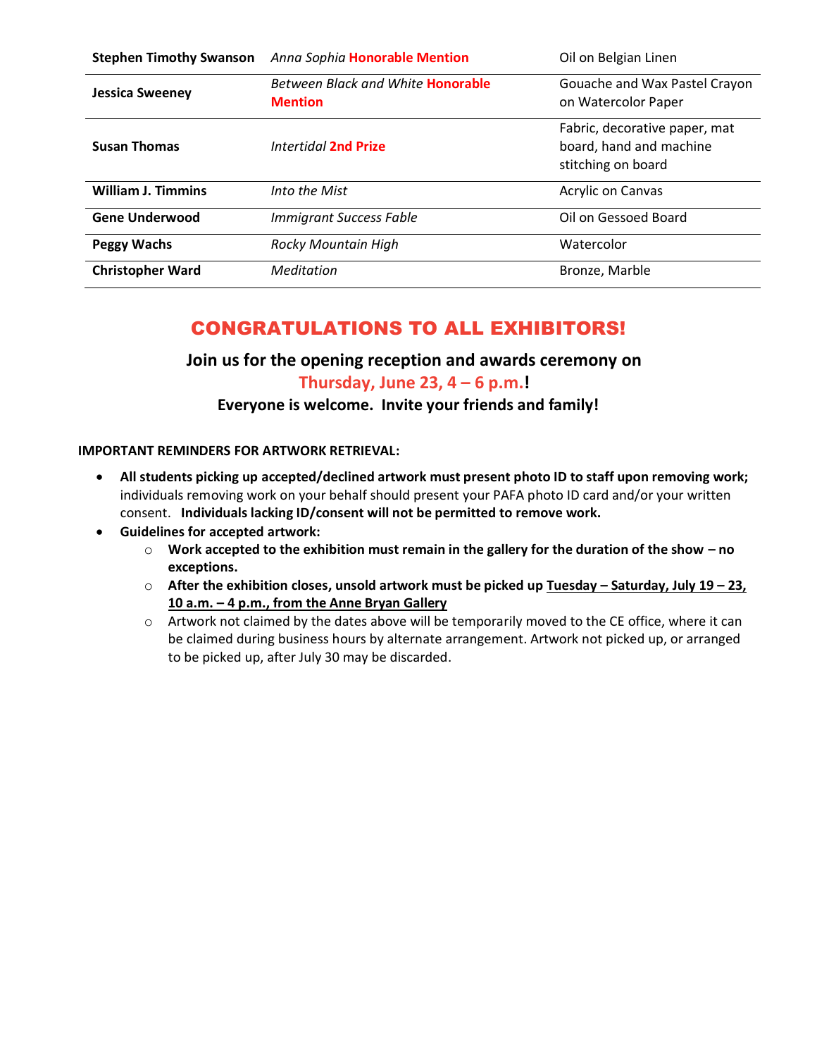| | | |
|---|---|---|
| **Stephen Timothy Swanson** | *Anna Sophia* **Honorable Mention** | Oil on Belgian Linen |
| **Jessica Sweeney** | *Between Black and White* **Honorable Mention** | Gouache and Wax Pastel Crayon on Watercolor Paper |
| **Susan Thomas** | *Intertidal* **2nd Prize** | Fabric, decorative paper, mat board, hand and machine stitching on board |
| **William J. Timmins** | *Into the Mist* | Acrylic on Canvas |
| **Gene Underwood** | *Immigrant Success Fable* | Oil on Gessoed Board |
| **Peggy Wachs** | *Rocky Mountain High* | Watercolor |
| **Christopher Ward** | *Meditation* | Bronze, Marble |

## CONGRATULATIONS TO ALL EXHIBITORS!

**Join us for the opening reception and awards ceremony on**
**Thursday, June 23, 4 – 6 p.m.!**
**Everyone is welcome. Invite your friends and family!**

**IMPORTANT REMINDERS FOR ARTWORK RETRIEVAL:**

- **All students picking up accepted/declined artwork must present photo ID to staff upon removing work;** individuals removing work on your behalf should present your PAFA photo ID card and/or your written consent. **Individuals lacking ID/consent will not be permitted to remove work.**
- **Guidelines for accepted artwork:**
  - **Work accepted to the exhibition must remain in the gallery for the duration of the show – no exceptions.**
  - **After the exhibition closes, unsold artwork must be picked up Tuesday – Saturday, July 19 – 23, 10 a.m. – 4 p.m., from the Anne Bryan Gallery**
  - Artwork not claimed by the dates above will be temporarily moved to the CE office, where it can be claimed during business hours by alternate arrangement. Artwork not picked up, or arranged to be picked up, after July 30 may be discarded.